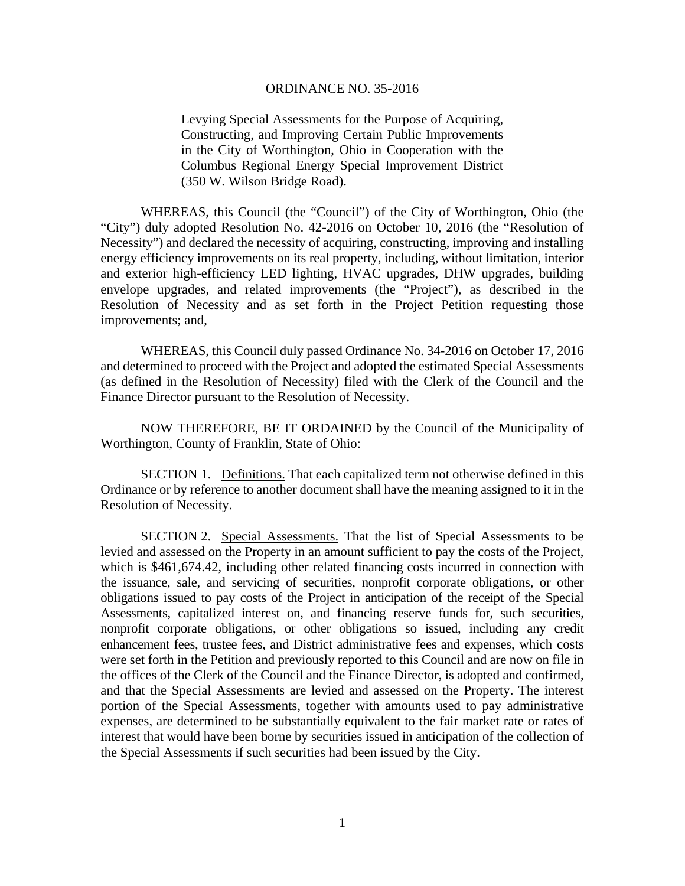# ORDINANCE NO. 35-2016

Levying Special Assessments for the Purpose of Acquiring, Constructing, and Improving Certain Public Improvements in the City of Worthington, Ohio in Cooperation with the Columbus Regional Energy Special Improvement District (350 W. Wilson Bridge Road).

WHEREAS, this Council (the "Council") of the City of Worthington, Ohio (the "City") duly adopted Resolution No. 42-2016 on October 10, 2016 (the "Resolution of Necessity") and declared the necessity of acquiring, constructing, improving and installing energy efficiency improvements on its real property, including, without limitation, interior and exterior high-efficiency LED lighting, HVAC upgrades, DHW upgrades, building envelope upgrades, and related improvements (the "Project"), as described in the Resolution of Necessity and as set forth in the Project Petition requesting those improvements; and,

WHEREAS, this Council duly passed Ordinance No. 34-2016 on October 17, 2016 and determined to proceed with the Project and adopted the estimated Special Assessments (as defined in the Resolution of Necessity) filed with the Clerk of the Council and the Finance Director pursuant to the Resolution of Necessity.

NOW THEREFORE, BE IT ORDAINED by the Council of the Municipality of Worthington, County of Franklin, State of Ohio:

SECTION 1. Definitions. That each capitalized term not otherwise defined in this Ordinance or by reference to another document shall have the meaning assigned to it in the Resolution of Necessity.

SECTION 2. Special Assessments. That the list of Special Assessments to be levied and assessed on the Property in an amount sufficient to pay the costs of the Project, which is $461,674.42, including other related financing costs incurred in connection with the issuance, sale, and servicing of securities, nonprofit corporate obligations, or other obligations issued to pay costs of the Project in anticipation of the receipt of the Special Assessments, capitalized interest on, and financing reserve funds for, such securities, nonprofit corporate obligations, or other obligations so issued, including any credit enhancement fees, trustee fees, and District administrative fees and expenses, which costs were set forth in the Petition and previously reported to this Council and are now on file in the offices of the Clerk of the Council and the Finance Director, is adopted and confirmed, and that the Special Assessments are levied and assessed on the Property. The interest portion of the Special Assessments, together with amounts used to pay administrative expenses, are determined to be substantially equivalent to the fair market rate or rates of interest that would have been borne by securities issued in anticipation of the collection of the Special Assessments if such securities had been issued by the City.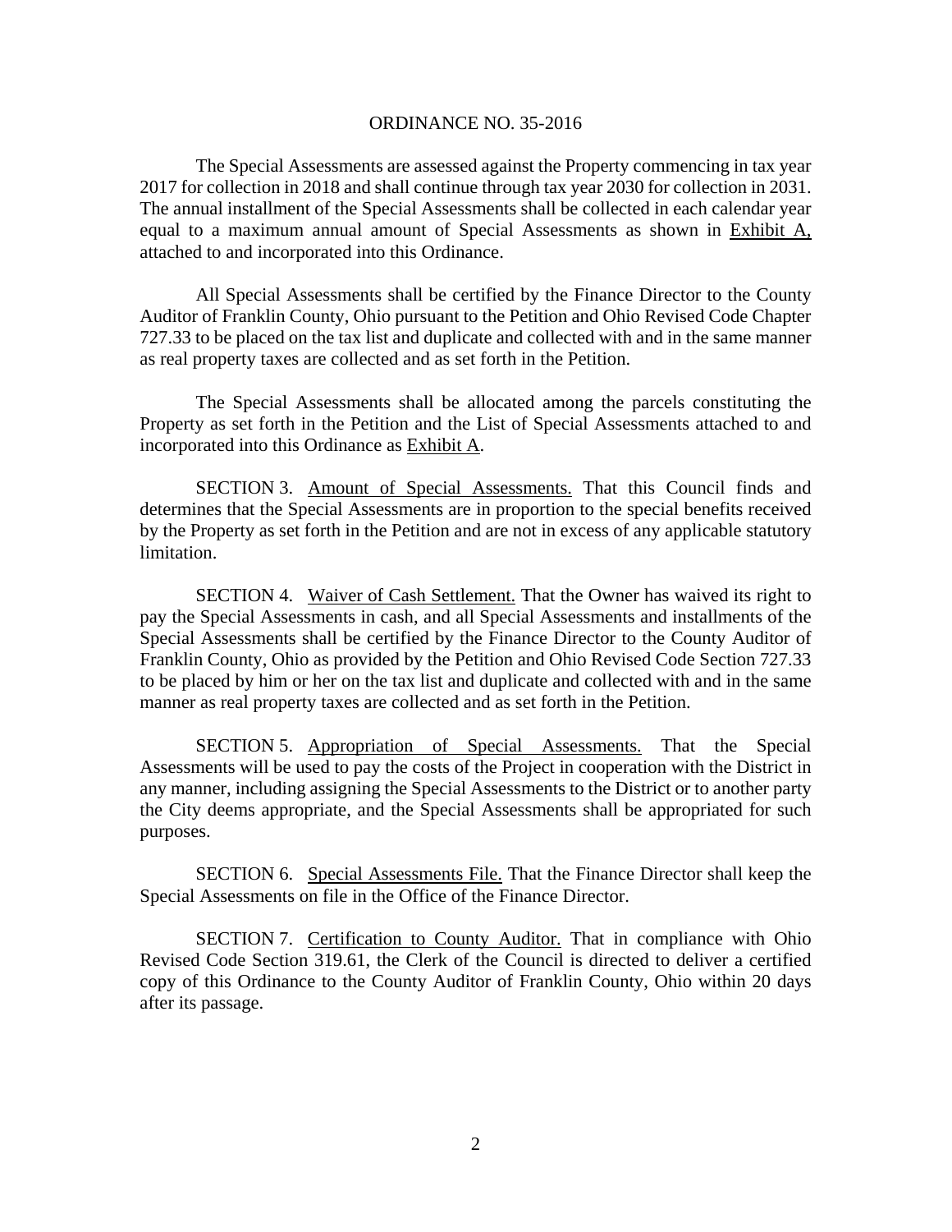ORDINANCE NO. 35-2016

The Special Assessments are assessed against the Property commencing in tax year 2017 for collection in 2018 and shall continue through tax year 2030 for collection in 2031. The annual installment of the Special Assessments shall be collected in each calendar year equal to a maximum annual amount of Special Assessments as shown in <u>Exhibit A,</u> attached to and incorporated into this Ordinance.

All Special Assessments shall be certified by the Finance Director to the County Auditor of Franklin County, Ohio pursuant to the Petition and Ohio Revised Code Chapter 727.33 to be placed on the tax list and duplicate and collected with and in the same manner as real property taxes are collected and as set forth in the Petition.

The Special Assessments shall be allocated among the parcels constituting the Property as set forth in the Petition and the List of Special Assessments attached to and incorporated into this Ordinance as <u>Exhibit A</u>.

SECTION 3. <u>Amount of Special Assessments.</u> That this Council finds and determines that the Special Assessments are in proportion to the special benefits received by the Property as set forth in the Petition and are not in excess of any applicable statutory limitation.

SECTION 4. <u>Waiver of Cash Settlement.</u> That the Owner has waived its right to pay the Special Assessments in cash, and all Special Assessments and installments of the Special Assessments shall be certified by the Finance Director to the County Auditor of Franklin County, Ohio as provided by the Petition and Ohio Revised Code Section 727.33 to be placed by him or her on the tax list and duplicate and collected with and in the same manner as real property taxes are collected and as set forth in the Petition.

SECTION 5. <u>Appropriation of Special Assessments.</u> That the Special Assessments will be used to pay the costs of the Project in cooperation with the District in any manner, including assigning the Special Assessments to the District or to another party the City deems appropriate, and the Special Assessments shall be appropriated for such purposes.

SECTION 6. <u>Special Assessments File.</u> That the Finance Director shall keep the Special Assessments on file in the Office of the Finance Director.

SECTION 7. <u>Certification to County Auditor.</u> That in compliance with Ohio Revised Code Section 319.61, the Clerk of the Council is directed to deliver a certified copy of this Ordinance to the County Auditor of Franklin County, Ohio within 20 days after its passage.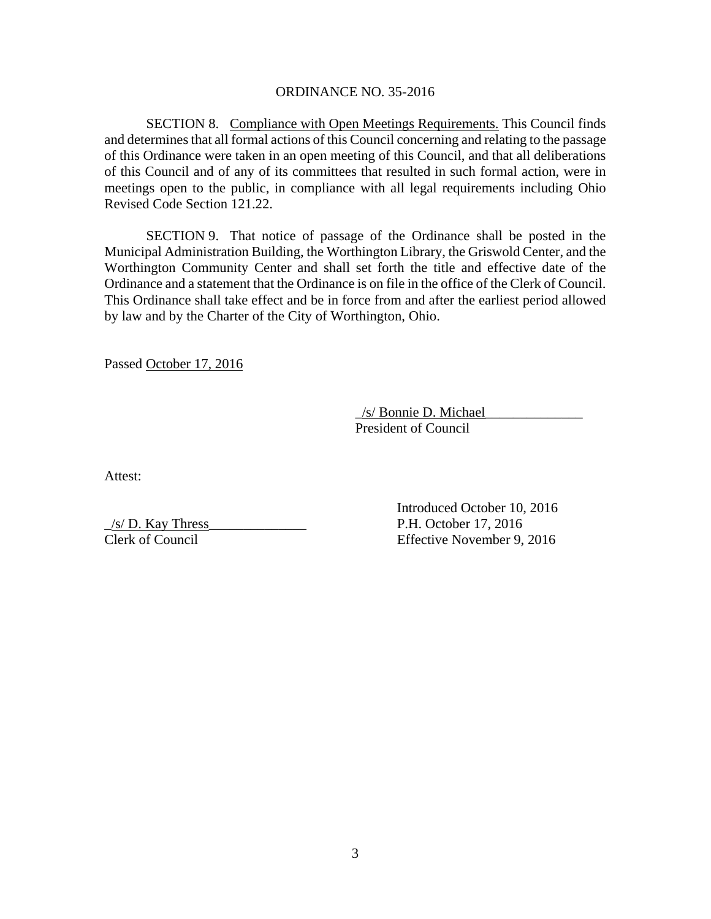ORDINANCE NO. 35-2016

SECTION 8. Compliance with Open Meetings Requirements. This Council finds and determines that all formal actions of this Council concerning and relating to the passage of this Ordinance were taken in an open meeting of this Council, and that all deliberations of this Council and of any of its committees that resulted in such formal action, were in meetings open to the public, in compliance with all legal requirements including Ohio Revised Code Section 121.22.

SECTION 9. That notice of passage of the Ordinance shall be posted in the Municipal Administration Building, the Worthington Library, the Griswold Center, and the Worthington Community Center and shall set forth the title and effective date of the Ordinance and a statement that the Ordinance is on file in the office of the Clerk of Council. This Ordinance shall take effect and be in force from and after the earliest period allowed by law and by the Charter of the City of Worthington, Ohio.

Passed October 17, 2016

_/s/ Bonnie D. Michael______________
President of Council

Attest:

_/s/ D. Kay Thress______________
Clerk of Council

Introduced October 10, 2016
P.H. October 17, 2016
Effective November 9, 2016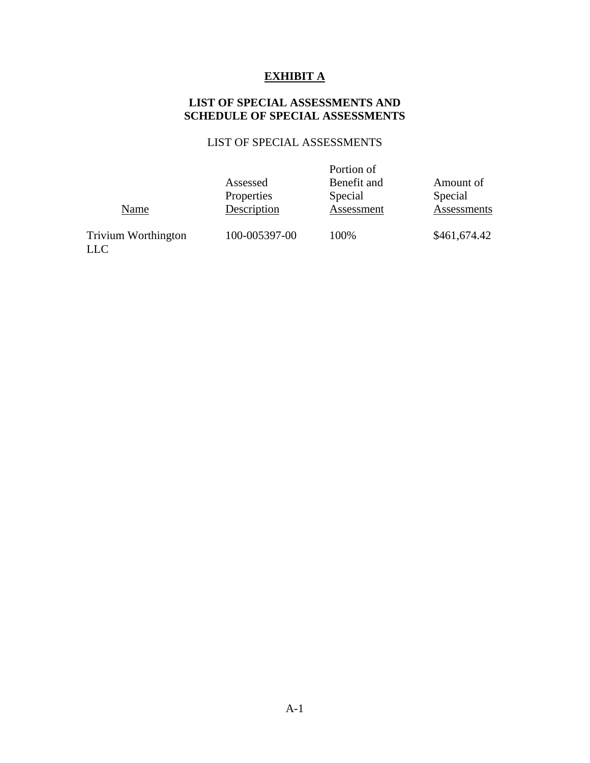# EXHIBIT A

## LIST OF SPECIAL ASSESSMENTS AND SCHEDULE OF SPECIAL ASSESSMENTS

LIST OF SPECIAL ASSESSMENTS

| Name | Assessed Properties Description | Portion of Benefit and Special Assessment | Amount of Special Assessments |
|---|---|---|---|
| Trivium Worthington LLC | 100-005397-00 | 100% | $461,674.42 |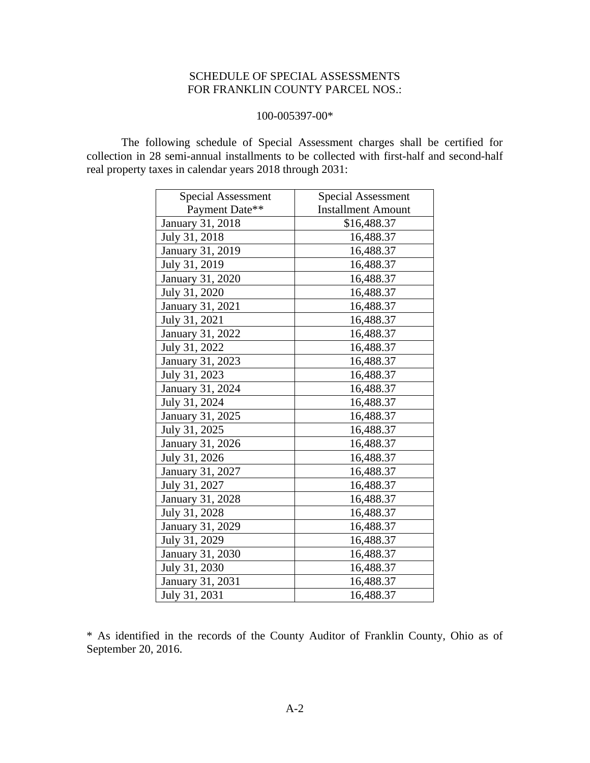SCHEDULE OF SPECIAL ASSESSMENTS
FOR FRANKLIN COUNTY PARCEL NOS.:

100-005397-00*

The following schedule of Special Assessment charges shall be certified for collection in 28 semi-annual installments to be collected with first-half and second-half real property taxes in calendar years 2018 through 2031:

| Special Assessment Payment Date** | Special Assessment Installment Amount |
|---|---|
| January 31, 2018 | $16,488.37 |
| July 31, 2018 | 16,488.37 |
| January 31, 2019 | 16,488.37 |
| July 31, 2019 | 16,488.37 |
| January 31, 2020 | 16,488.37 |
| July 31, 2020 | 16,488.37 |
| January 31, 2021 | 16,488.37 |
| July 31, 2021 | 16,488.37 |
| January 31, 2022 | 16,488.37 |
| July 31, 2022 | 16,488.37 |
| January 31, 2023 | 16,488.37 |
| July 31, 2023 | 16,488.37 |
| January 31, 2024 | 16,488.37 |
| July 31, 2024 | 16,488.37 |
| January 31, 2025 | 16,488.37 |
| July 31, 2025 | 16,488.37 |
| January 31, 2026 | 16,488.37 |
| July 31, 2026 | 16,488.37 |
| January 31, 2027 | 16,488.37 |
| July 31, 2027 | 16,488.37 |
| January 31, 2028 | 16,488.37 |
| July 31, 2028 | 16,488.37 |
| January 31, 2029 | 16,488.37 |
| July 31, 2029 | 16,488.37 |
| January 31, 2030 | 16,488.37 |
| July 31, 2030 | 16,488.37 |
| January 31, 2031 | 16,488.37 |
| July 31, 2031 | 16,488.37 |

* As identified in the records of the County Auditor of Franklin County, Ohio as of September 20, 2016.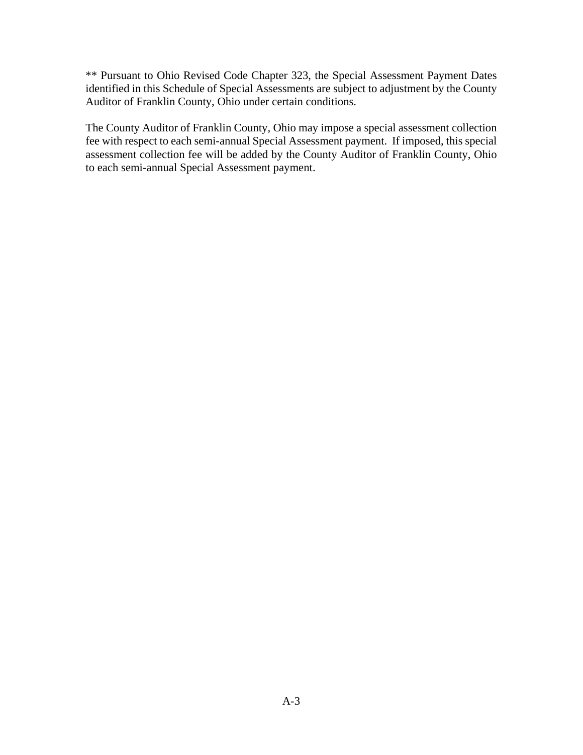** Pursuant to Ohio Revised Code Chapter 323, the Special Assessment Payment Dates identified in this Schedule of Special Assessments are subject to adjustment by the County Auditor of Franklin County, Ohio under certain conditions.

The County Auditor of Franklin County, Ohio may impose a special assessment collection fee with respect to each semi-annual Special Assessment payment. If imposed, this special assessment collection fee will be added by the County Auditor of Franklin County, Ohio to each semi-annual Special Assessment payment.